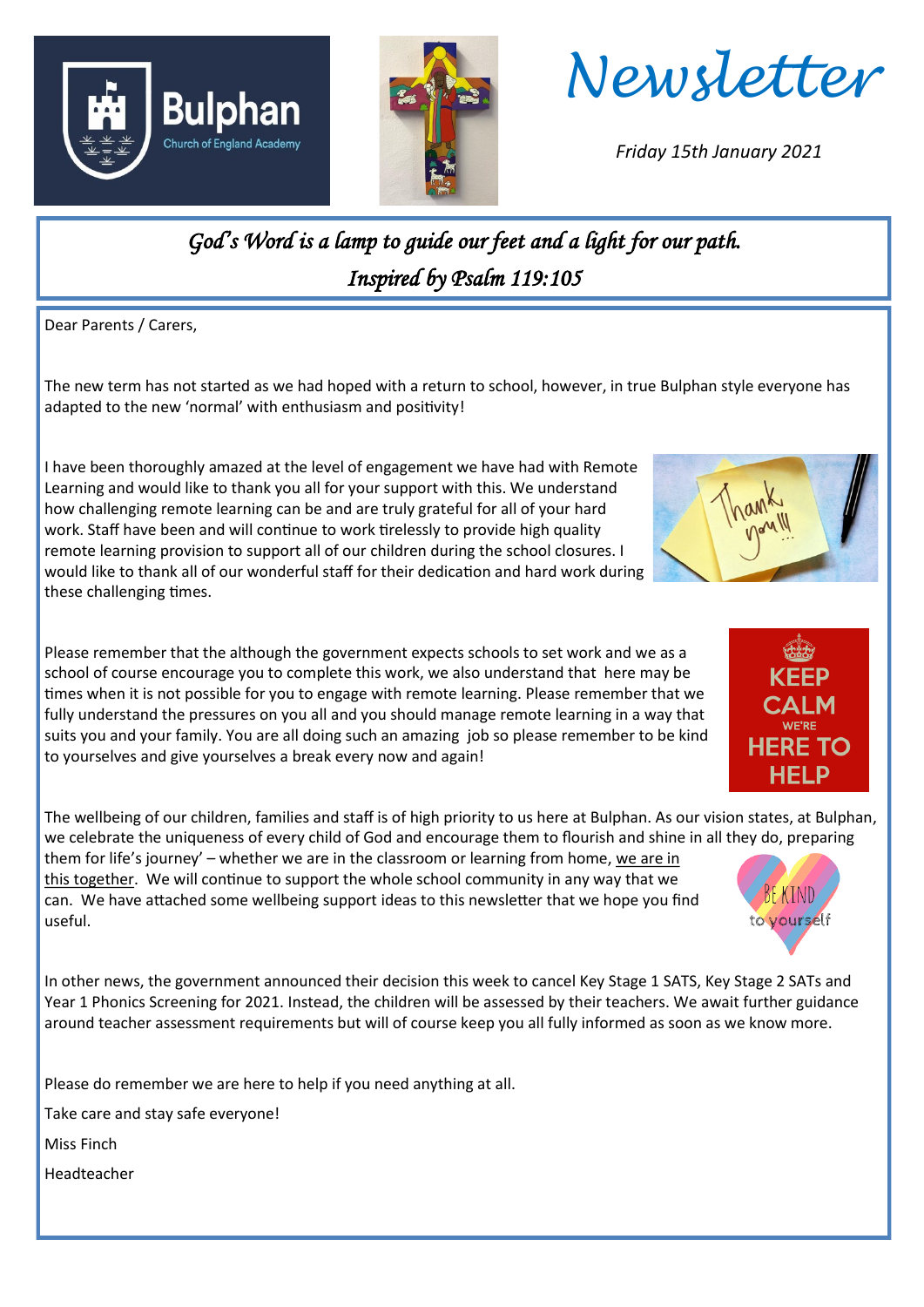# Newsletter

*Friday 15th January 2021*

*God's Word is a lamp to guide our feet and a light for our path.*
*Inspired by Psalm 119:105*

Dear Parents / Carers,

The new term has not started as we had hoped with a return to school, however, in true Bulphan style everyone has adapted to the new 'normal' with enthusiasm and positivity!

I have been thoroughly amazed at the level of engagement we have had with Remote Learning and would like to thank you all for your support with this. We understand how challenging remote learning can be and are truly grateful for all of your hard work. Staff have been and will continue to work tirelessly to provide high quality remote learning provision to support all of our children during the school closures. I would like to thank all of our wonderful staff for their dedication and hard work during these challenging times.

Please remember that the although the government expects schools to set work and we as a school of course encourage you to complete this work, we also understand that here may be times when it is not possible for you to engage with remote learning. Please remember that we fully understand the pressures on you all and you should manage remote learning in a way that suits you and your family. You are all doing such an amazing job so please remember to be kind to yourselves and give yourselves a break every now and again!

The wellbeing of our children, families and staff is of high priority to us here at Bulphan. As our vision states, at Bulphan, we celebrate the uniqueness of every child of God and encourage them to flourish and shine in all they do, preparing them for life's journey' – whether we are in the classroom or learning from home, we are in this together. We will continue to support the whole school community in any way that we can. We have attached some wellbeing support ideas to this newsletter that we hope you find useful.

In other news, the government announced their decision this week to cancel Key Stage 1 SATS, Key Stage 2 SATs and Year 1 Phonics Screening for 2021. Instead, the children will be assessed by their teachers. We await further guidance around teacher assessment requirements but will of course keep you all fully informed as soon as we know more.

Please do remember we are here to help if you need anything at all.

Take care and stay safe everyone!

Miss Finch

Headteacher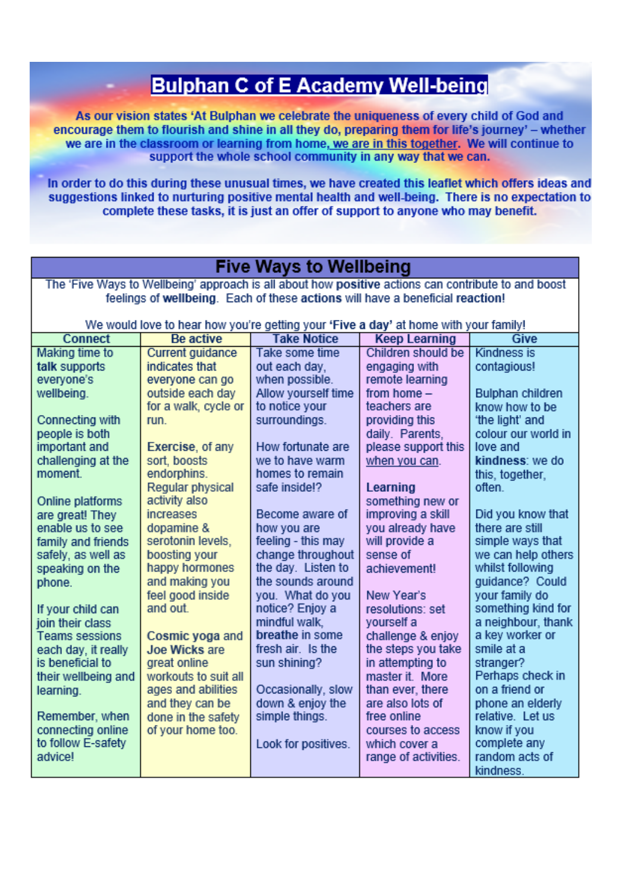# Bulphan C of E Academy Well-being

**As our vision states 'At Bulphan we celebrate the uniqueness of every child of God and encourage them to flourish and shine in all they do, preparing them for life's journey' – whether we are in the classroom or learning from home, we are in this together. We will continue to support the whole school community in any way that we can.**

**In order to do this during these unusual times, we have created this leaflet which offers ideas and suggestions linked to nurturing positive mental health and well-being. There is no expectation to complete these tasks, it is just an offer of support to anyone who may benefit.**

## Five Ways to Wellbeing

The 'Five Ways to Wellbeing' approach is all about how **positive** actions can contribute to and boost feelings of **wellbeing**. Each of these **actions** will have a beneficial **reaction**!

We would love to hear how you're getting your **'Five a day'** at home with your family!

| Connect | Be active | Take Notice | Keep Learning | Give |
|---|---|---|---|---|
| Making time to **talk** supports everyone's wellbeing.<br><br>Connecting with people is both important and challenging at the moment.<br><br>Online platforms are great! They enable us to see family and friends safely, as well as speaking on the phone.<br><br>If your child can join their class Teams sessions each day, it really is beneficial to their wellbeing and learning.<br><br>Remember, when connecting online to follow E-safety advice! | Current guidance indicates that everyone can go outside each day for a walk, cycle or run.<br><br>**Exercise**, of any sort, boosts endorphins. Regular physical activity also increases dopamine & serotonin levels, boosting your happy hormones and making you feel good inside and out.<br><br>**Cosmic yoga** and **Joe Wicks** are great online workouts to suit all ages and abilities and they can be done in the safety of your home too. | Take some time out each day, when possible. Allow yourself time to notice your surroundings.<br><br>How fortunate are we to have warm homes to remain safe inside!?<br><br>Become aware of how you are feeling - this may change throughout the day. Listen to the sounds around you. What do you notice? Enjoy a mindful walk, **breathe** in some fresh air. Is the sun shining?<br><br>Occasionally, slow down & enjoy the simple things.<br><br>Look for positives. | Children should be engaging with remote learning from home – teachers are providing this daily. Parents, please support this when you can.<br><br>**Learning** something new or improving a skill you already have will provide a sense of achievement!<br><br>New Year's resolutions: set yourself a challenge & enjoy the steps you take in attempting to master it. More than ever, there are also lots of free online courses to access which cover a range of activities. | Kindness is contagious!<br><br>Bulphan children know how to be 'the light' and colour our world in love and **kindness**: we do this, together, often.<br><br>Did you know that there are still simple ways that we can help others whilst following guidance? Could your family do something kind for a neighbour, thank a key worker or smile at a stranger? Perhaps check in on a friend or phone an elderly relative. Let us know if you complete any random acts of kindness. |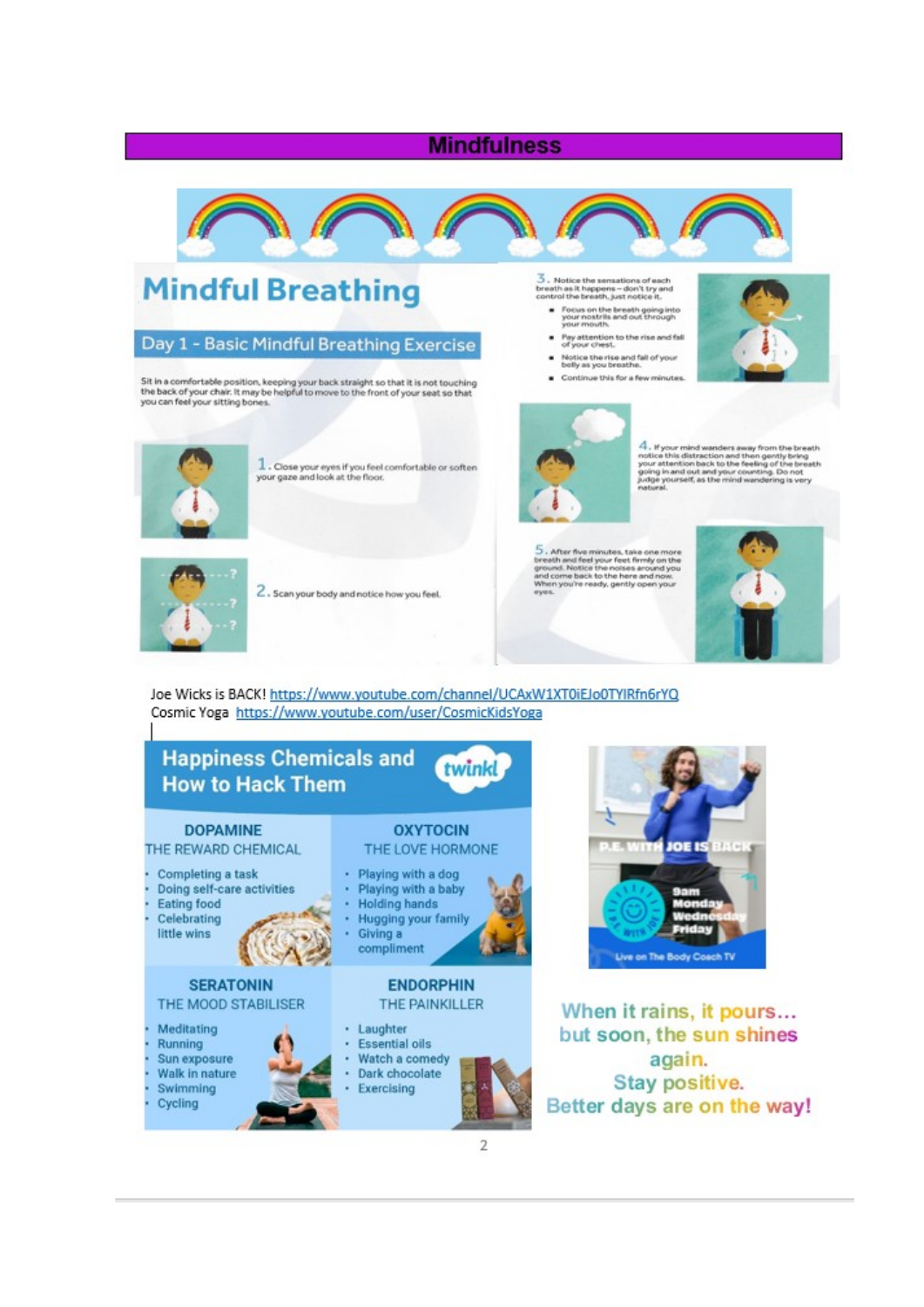# Mindfulness

## Mindful Breathing

### Day 1 - Basic Mindful Breathing Exercise

Sit in a comfortable position, keeping your back straight so that it is not touching the back of your chair. It may be helpful to move to the front of your seat so that you can feel your sitting bones.

1. Close your eyes if you feel comfortable or soften your gaze and look at the floor.

2. Scan your body and notice how you feel.

3. Notice the sensations of each breath as it happens – don't try and control the breath, just notice it.
   - Focus on the breath going into your nostrils and out through your mouth.
   - Pay attention to the rise and fall of your chest.
   - Notice the rise and fall of your belly as you breathe.
   - Continue this for a few minutes.

4. If your mind wanders away from the breath notice this distraction and then gently bring your attention back to the feeling of the breath going in and out and your counting. Do not judge yourself, as the mind wandering is very natural.

5. After five minutes, take one more breath and feel your feet firmly on the ground. Notice the noises around you and come back to the here and now. When you're ready, gently open your eyes.

Joe Wicks is BACK! https://www.youtube.com/channel/UCAxW1XT0iEJo0TYlRfn6rYQ
Cosmic Yoga https://www.youtube.com/user/CosmicKidsYoga

## Happiness Chemicals and How to Hack Them

twinkl

**DOPAMINE**
THE REWARD CHEMICAL

- Completing a task
- Doing self-care activities
- Eating food
- Celebrating little wins

**OXYTOCIN**
THE LOVE HORMONE

- Playing with a dog
- Playing with a baby
- Holding hands
- Hugging your family
- Giving a compliment

**SERATONIN**
THE MOOD STABILISER

- Meditating
- Running
- Sun exposure
- Walk in nature
- Swimming
- Cycling

**ENDORPHIN**
THE PAINKILLER

- Laughter
- Essential oils
- Watch a comedy
- Dark chocolate
- Exercising

P.E. WITH JOE IS BACK
9am Monday Wednesday Friday
Live on The Body Coach TV

When it rains, it pours… but soon, the sun shines again.
Stay positive.
Better days are on the way!